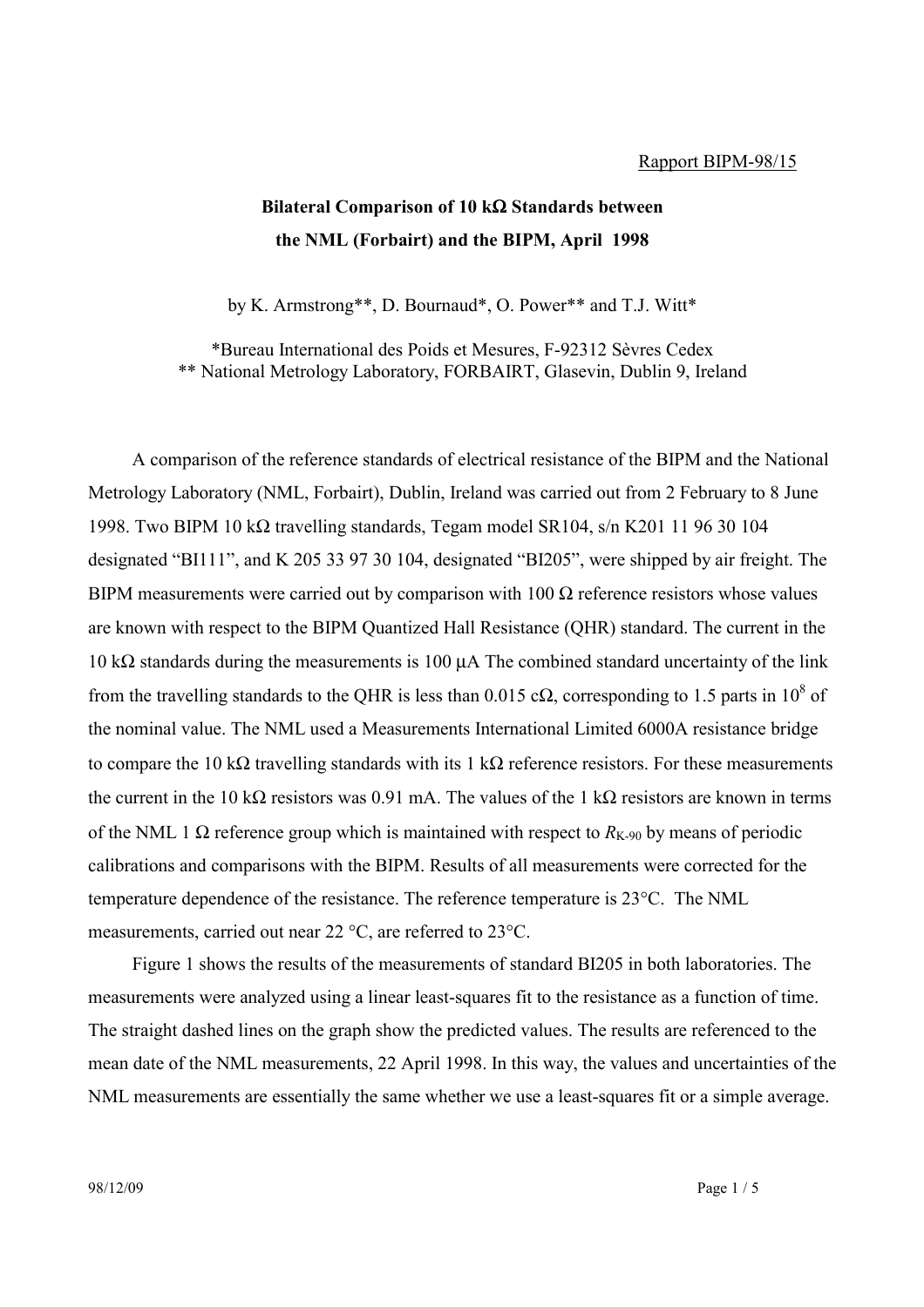Rapport BIPM-98/15

**Bilateral Comparison of 10 kΩ Standards between the NML (Forbairt) and the BIPM, April 1998**

by K. Armstrong**, D. Bournaud*, O. Power** and T.J. Witt*

*Bureau International des Poids et Mesures, F-92312 Sèvres Cedex
** National Metrology Laboratory, FORBAIRT, Glasevin, Dublin 9, Ireland

A comparison of the reference standards of electrical resistance of the BIPM and the National Metrology Laboratory (NML, Forbairt), Dublin, Ireland was carried out from 2 February to 8 June 1998. Two BIPM 10 kΩ travelling standards, Tegam model SR104, s/n K201 11 96 30 104 designated "BI111", and K 205 33 97 30 104, designated "BI205", were shipped by air freight. The BIPM measurements were carried out by comparison with 100 Ω reference resistors whose values are known with respect to the BIPM Quantized Hall Resistance (QHR) standard. The current in the 10 kΩ standards during the measurements is 100 µA The combined standard uncertainty of the link from the travelling standards to the QHR is less than 0.015 cΩ, corresponding to 1.5 parts in $10^8$ of the nominal value. The NML used a Measurements International Limited 6000A resistance bridge to compare the 10 kΩ travelling standards with its 1 kΩ reference resistors. For these measurements the current in the 10 kΩ resistors was 0.91 mA. The values of the 1 kΩ resistors are known in terms of the NML 1 Ω reference group which is maintained with respect to $R_{K\text{-}90}$ by means of periodic calibrations and comparisons with the BIPM. Results of all measurements were corrected for the temperature dependence of the resistance. The reference temperature is 23°C. The NML measurements, carried out near 22 °C, are referred to 23°C.

Figure 1 shows the results of the measurements of standard BI205 in both laboratories. The measurements were analyzed using a linear least-squares fit to the resistance as a function of time. The straight dashed lines on the graph show the predicted values. The results are referenced to the mean date of the NML measurements, 22 April 1998. In this way, the values and uncertainties of the NML measurements are essentially the same whether we use a least-squares fit or a simple average.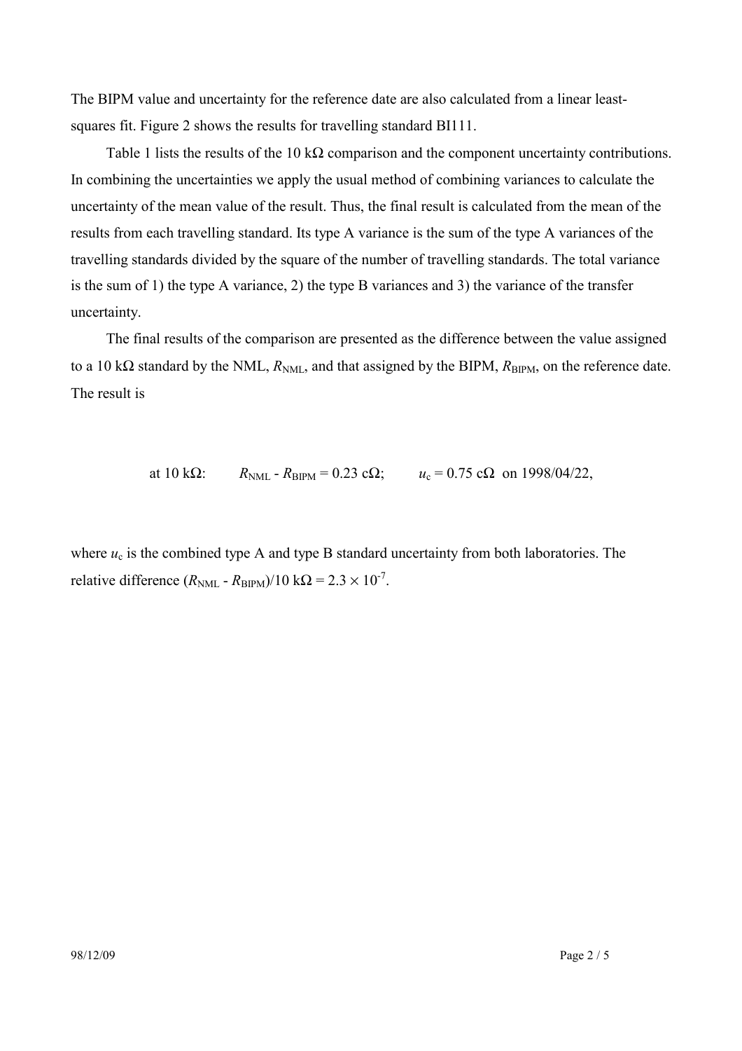The BIPM value and uncertainty for the reference date are also calculated from a linear least-squares fit. Figure 2 shows the results for travelling standard BI111.

Table 1 lists the results of the 10 kΩ comparison and the component uncertainty contributions. In combining the uncertainties we apply the usual method of combining variances to calculate the uncertainty of the mean value of the result. Thus, the final result is calculated from the mean of the results from each travelling standard. Its type A variance is the sum of the type A variances of the travelling standards divided by the square of the number of travelling standards. The total variance is the sum of 1) the type A variance, 2) the type B variances and 3) the variance of the transfer uncertainty.

The final results of the comparison are presented as the difference between the value assigned to a 10 kΩ standard by the NML, $R_{NML}$, and that assigned by the BIPM, $R_{BIPM}$, on the reference date. The result is

$$\text{at } 10\ \text{k}\Omega: \quad R_{NML} - R_{BIPM} = 0.23\ \text{c}\Omega; \quad u_c = 0.75\ \text{c}\Omega \ \text{ on } 1998/04/22,$$

where $u_c$ is the combined type A and type B standard uncertainty from both laboratories. The relative difference $(R_{NML} - R_{BIPM})/10\ \text{k}\Omega = 2.3 \times 10^{-7}$.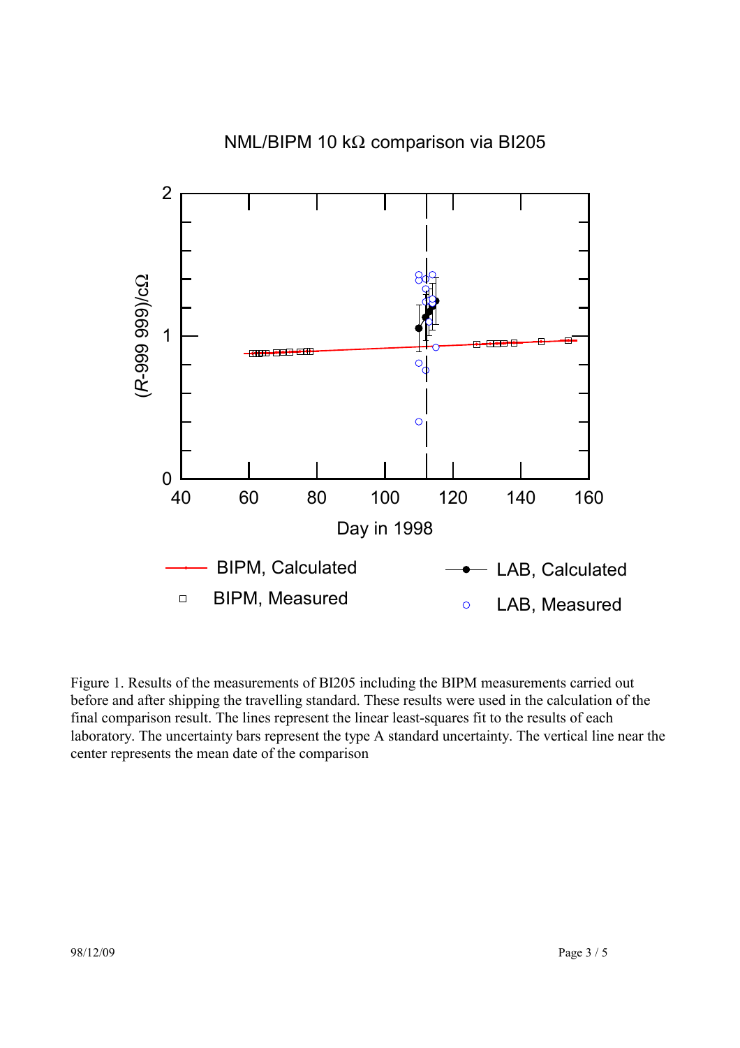NML/BIPM 10 kΩ comparison via BI205

Figure 1. Results of the measurements of BI205 including the BIPM measurements carried out before and after shipping the travelling standard. These results were used in the calculation of the final comparison result. The lines represent the linear least-squares fit to the results of each laboratory. The uncertainty bars represent the type A standard uncertainty. The vertical line near the center represents the mean date of the comparison

98/12/09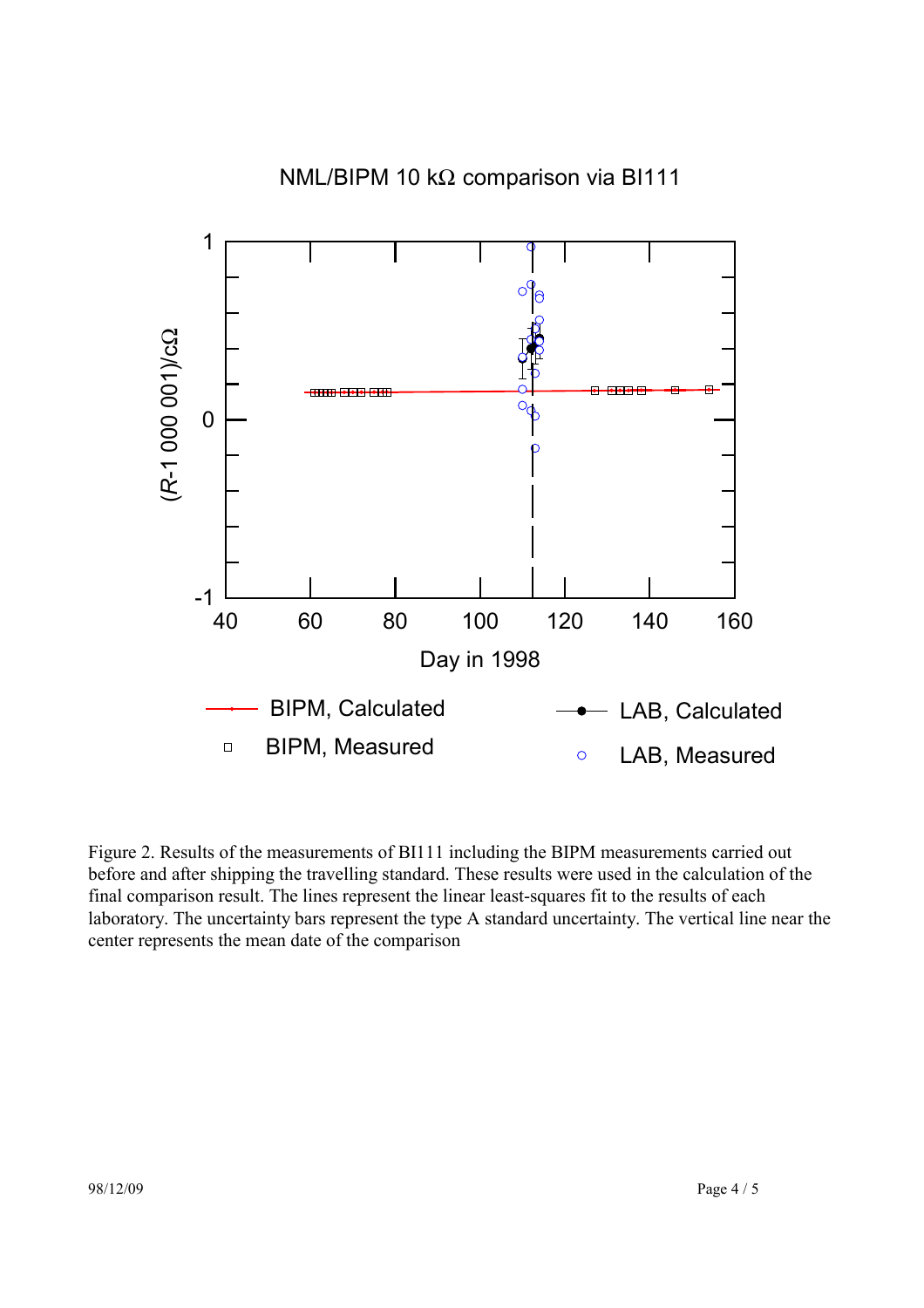Figure 2. Results of the measurements of BI111 including the BIPM measurements carried out before and after shipping the travelling standard. These results were used in the calculation of the final comparison result. The lines represent the linear least-squares fit to the results of each laboratory. The uncertainty bars represent the type A standard uncertainty. The vertical line near the center represents the mean date of the comparison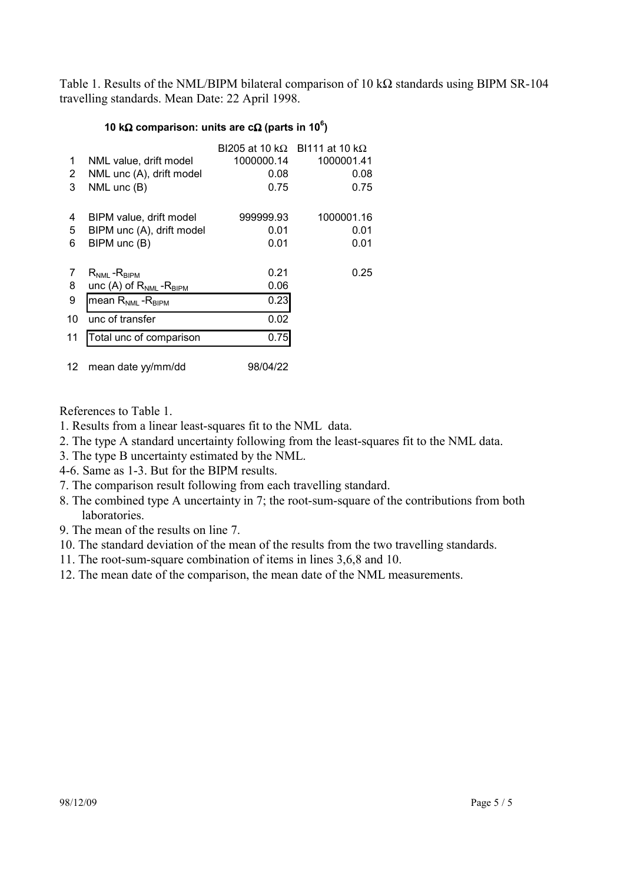Table 1. Results of the NML/BIPM bilateral comparison of 10 kΩ standards using BIPM SR-104 travelling standards. Mean Date: 22 April 1998.

**10 kΩ comparison: units are cΩ (parts in $10^6$)**

| | | BI205 at 10 kΩ | BI111 at 10 kΩ |
|---|---|---|---|
| 1 | NML value, drift model | 1000000.14 | 1000001.41 |
| 2 | NML unc (A), drift model | 0.08 | 0.08 |
| 3 | NML unc (B) | 0.75 | 0.75 |
| 4 | BIPM value, drift model | 999999.93 | 1000001.16 |
| 5 | BIPM unc (A), drift model | 0.01 | 0.01 |
| 6 | BIPM unc (B) | 0.01 | 0.01 |
| 7 | $R_{NML}$ - $R_{BIPM}$ | 0.21 | 0.25 |
| 8 | unc (A) of $R_{NML}$ - $R_{BIPM}$ | 0.06 | |
| 9 | mean $R_{NML}$ - $R_{BIPM}$ | 0.23 | |
| 10 | unc of transfer | 0.02 | |
| 11 | Total unc of comparison | 0.75 | |
| 12 | mean date yy/mm/dd | 98/04/22 | |

References to Table 1.

1. Results from a linear least-squares fit to the NML data.
2. The type A standard uncertainty following from the least-squares fit to the NML data.
3. The type B uncertainty estimated by the NML.
4-6. Same as 1-3. But for the BIPM results.
7. The comparison result following from each travelling standard.
8. The combined type A uncertainty in 7; the root-sum-square of the contributions from both laboratories.
9. The mean of the results on line 7.
10. The standard deviation of the mean of the results from the two travelling standards.
11. The root-sum-square combination of items in lines 3,6,8 and 10.
12. The mean date of the comparison, the mean date of the NML measurements.

98/12/09